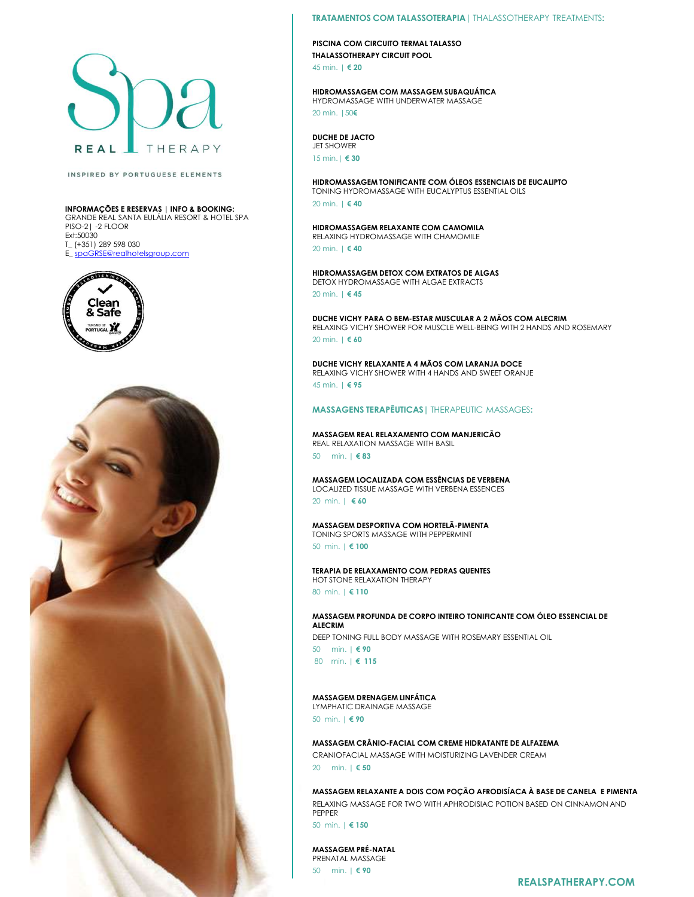# Spa REAL THERAPY

INSPIRED BY PORTUGUESE ELEMENTS

**INFORMAÇÕES E RESERVAS | INFO & BOOKING:**
GRANDE REAL SANTA EULÁLIA RESORT & HOTEL SPA
PISO-2| -2 FLOOR
Ext:50030
T_ (+351) 289 598 030
E_ spaGRSE@realhotelsgroup.com

Clean & Safe

## TRATAMENTOS COM TALASSOTERAPIA | THALASSOTHERAPY TREATMENTS:

**PISCINA COM CIRCUITO TERMAL TALASSO**
**THALASSOTHERAPY CIRCUIT POOL**
45 min. | **€ 20**

**HIDROMASSAGEM COM MASSAGEM SUBAQUÁTICA**
HYDROMASSAGE WITH UNDERWATER MASSAGE
20 min. |50€

**DUCHE DE JACTO**
JET SHOWER
15 min.| **€ 30**

**HIDROMASSAGEM TONIFICANTE COM ÓLEOS ESSENCIAIS DE EUCALIPTO**
TONING HYDROMASSAGE WITH EUCALYPTUS ESSENTIAL OILS
20 min. | **€ 40**

**HIDROMASSAGEM RELAXANTE COM CAMOMILA**
RELAXING HYDROMASSAGE WITH CHAMOMILE
20 min. | **€ 40**

**HIDROMASSAGEM DETOX COM EXTRATOS DE ALGAS**
DETOX HYDROMASSAGE WITH ALGAE EXTRACTS
20 min. | **€ 45**

**DUCHE VICHY PARA O BEM-ESTAR MUSCULAR A 2 MÃOS COM ALECRIM**
RELAXING VICHY SHOWER FOR MUSCLE WELL-BEING WITH 2 HANDS AND ROSEMARY
20 min. | **€ 60**

**DUCHE VICHY RELAXANTE A 4 MÃOS COM LARANJA DOCE**
RELAXING VICHY SHOWER WITH 4 HANDS AND SWEET ORANJE
45 min. | **€ 95**

## MASSAGENS TERAPÊUTICAS | THERAPEUTIC MASSAGES:

**MASSAGEM REAL RELAXAMENTO COM MANJERICÃO**
REAL RELAXATION MASSAGE WITH BASIL
50 min. | **€ 83**

**MASSAGEM LOCALIZADA COM ESSÊNCIAS DE VERBENA**
LOCALIZED TISSUE MASSAGE WITH VERBENA ESSENCES
20 min. | **€ 60**

**MASSAGEM DESPORTIVA COM HORTELÃ-PIMENTA**
TONING SPORTS MASSAGE WITH PEPPERMINT
50 min. | **€ 100**

**TERAPIA DE RELAXAMENTO COM PEDRAS QUENTES**
HOT STONE RELAXATION THERAPY
80 min. | **€ 110**

**MASSAGEM PROFUNDA DE CORPO INTEIRO TONIFICANTE COM ÓLEO ESSENCIAL DE ALECRIM**
DEEP TONING FULL BODY MASSAGE WITH ROSEMARY ESSENTIAL OIL
50 min. | **€ 90**
80 min. | **€ 115**

**MASSAGEM DRENAGEM LINFÁTICA**
LYMPHATIC DRAINAGE MASSAGE
50 min. | **€ 90**

**MASSAGEM CRÂNIO-FACIAL COM CREME HIDRATANTE DE ALFAZEMA**
CRANIOFACIAL MASSAGE WITH MOISTURIZING LAVENDER CREAM
20 min. | **€ 50**

**MASSAGEM RELAXANTE A DOIS COM POÇÃO AFRODISÍACA À BASE DE CANELA E PIMENTA**
RELAXING MASSAGE FOR TWO WITH APHRODISIAC POTION BASED ON CINNAMON AND PEPPER
50 min. | **€ 150**

**MASSAGEM PRÉ-NATAL**
PRENATAL MASSAGE
50 min. | **€ 90**

**REALSPATHERAPY.COM**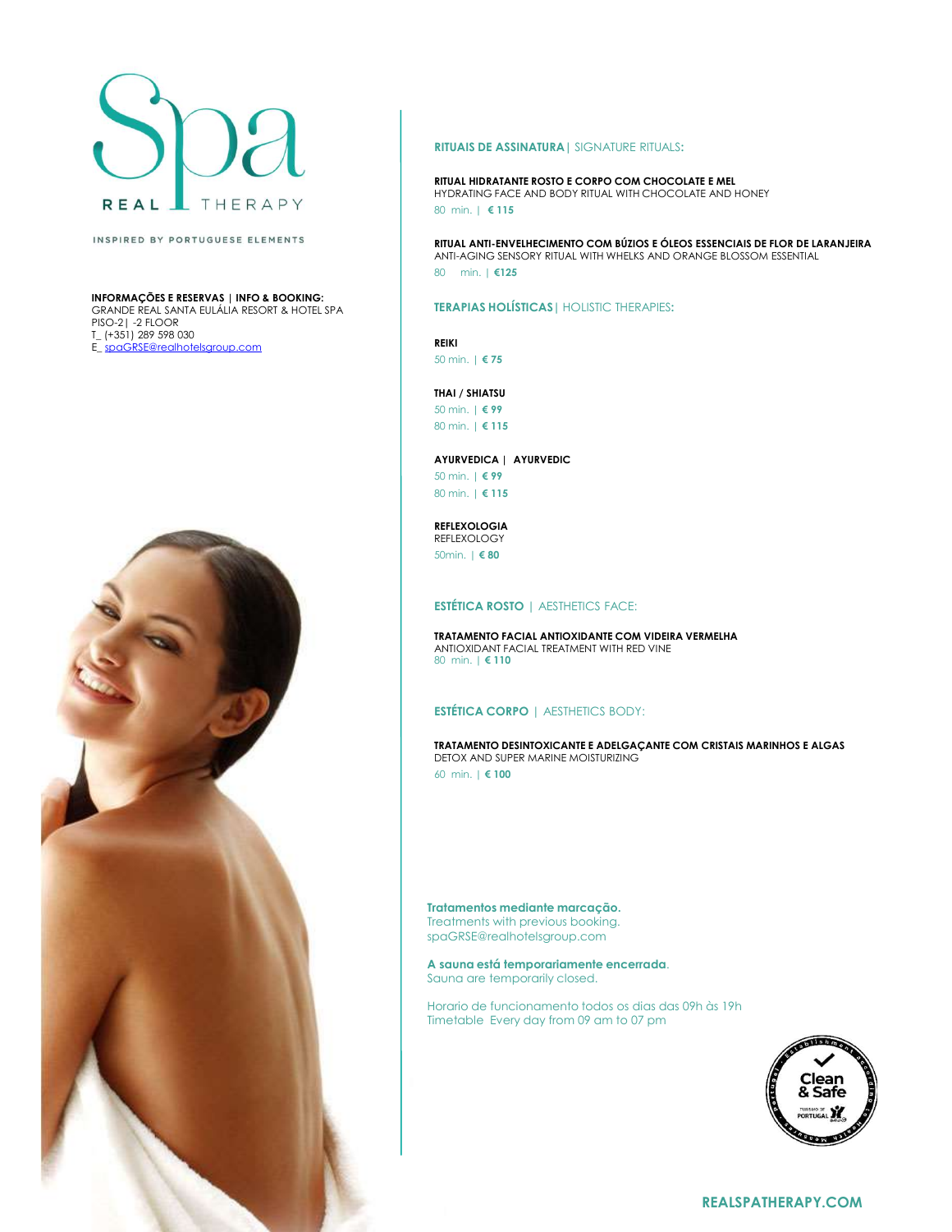# Spa

REAL THERAPY

INSPIRED BY PORTUGUESE ELEMENTS

**INFORMAÇÕES E RESERVAS | INFO & BOOKING:**
GRANDE REAL SANTA EULÁLIA RESORT & HOTEL SPA
PISO-2| -2 FLOOR
T_ (+351) 289 598 030
E_ spaGRSE@realhotelsgroup.com

## RITUAIS DE ASSINATURA | SIGNATURE RITUALS:

**RITUAL HIDRATANTE ROSTO E CORPO COM CHOCOLATE E MEL**
HYDRATING FACE AND BODY RITUAL WITH CHOCOLATE AND HONEY
80 min. | **€ 115**

**RITUAL ANTI-ENVELHECIMENTO COM BÚZIOS E ÓLEOS ESSENCIAIS DE FLOR DE LARANJEIRA**
ANTI-AGING SENSORY RITUAL WITH WHELKS AND ORANGE BLOSSOM ESSENTIAL
80 min. | **€125**

## TERAPIAS HOLÍSTICAS | HOLISTIC THERAPIES:

**REIKI**
50 min. | **€ 75**

**THAI / SHIATSU**
50 min. | **€ 99**
80 min. | **€ 115**

**AYURVEDICA | AYURVEDIC**
50 min. | **€ 99**
80 min. | **€ 115**

**REFLEXOLOGIA**
REFLEXOLOGY
50min. | **€ 80**

## ESTÉTICA ROSTO | AESTHETICS FACE:

**TRATAMENTO FACIAL ANTIOXIDANTE COM VIDEIRA VERMELHA**
ANTIOXIDANT FACIAL TREATMENT WITH RED VINE
80 min. | **€ 110**

## ESTÉTICA CORPO | AESTHETICS BODY:

**TRATAMENTO DESINTOXICANTE E ADELGAÇANTE COM CRISTAIS MARINHOS E ALGAS**
DETOX AND SUPER MARINE MOISTURIZING
60 min. | **€ 100**

**Tratamentos mediante marcação.**
Treatments with previous booking.
spaGRSE@realhotelsgroup.com

**A sauna está temporariamente encerrada.**
Sauna are temporarly closed.

Horario de funcionamento todos os dias das 09h às 19h
Timetable Every day from 09 am to 07 pm

Clean & Safe

REALSPATHERAPY.COM